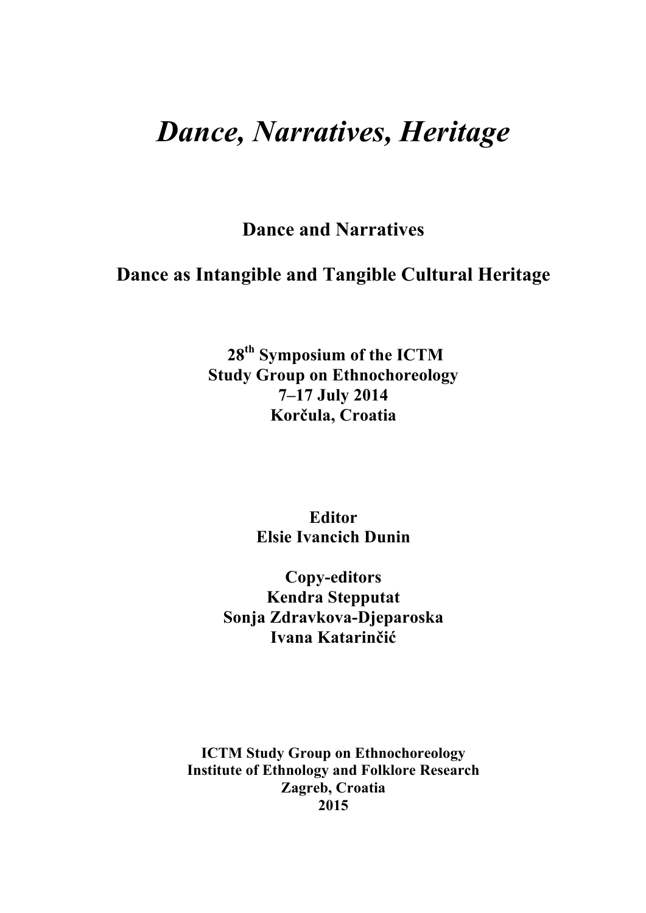# *Dance, Narratives, Heritage*

**Dance and Narratives**

**Dance as Intangible and Tangible Cultural Heritage**

**28th Symposium of the ICTM**
**Study Group on Ethnochoreology**
**7–17 July 2014**
**Korčula, Croatia**

**Editor**
**Elsie Ivancich Dunin**

**Copy-editors**
**Kendra Stepputat**
**Sonja Zdravkova-Djeparoska**
**Ivana Katarinčić**

**ICTM Study Group on Ethnochoreology**
**Institute of Ethnology and Folklore Research**
**Zagreb, Croatia**
**2015**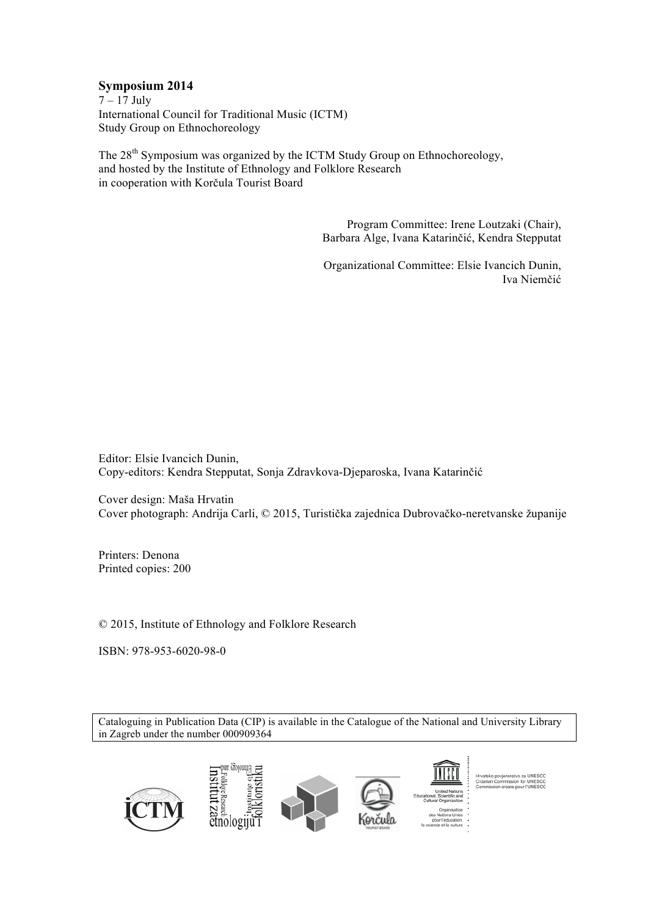**Symposium 2014**
7 – 17 July
International Council for Traditional Music (ICTM)
Study Group on Ethnochoreology

The 28th Symposium was organized by the ICTM Study Group on Ethnochoreology, and hosted by the Institute of Ethnology and Folklore Research in cooperation with Korčula Tourist Board

Program Committee: Irene Loutzaki (Chair), Barbara Alge, Ivana Katarinčić, Kendra Stepputat

Organizational Committee: Elsie Ivancich Dunin, Iva Niemčić

Editor: Elsie Ivancich Dunin,
Copy-editors: Kendra Stepputat, Sonja Zdravkova-Djeparoska, Ivana Katarinčić

Cover design: Maša Hrvatin
Cover photograph: Andrija Carli, © 2015, Turistička zajednica Dubrovačko-neretvanske županije

Printers: Denona
Printed copies: 200

© 2015, Institute of Ethnology and Folklore Research

ISBN: 978-953-6020-98-0

Cataloguing in Publication Data (CIP) is available in the Catalogue of the National and University Library in Zagreb under the number 000909364

Hrvatsko povjerenstvo za UNESCO
Croatian Commission for UNESCO
Commission croate pour l'UNESCO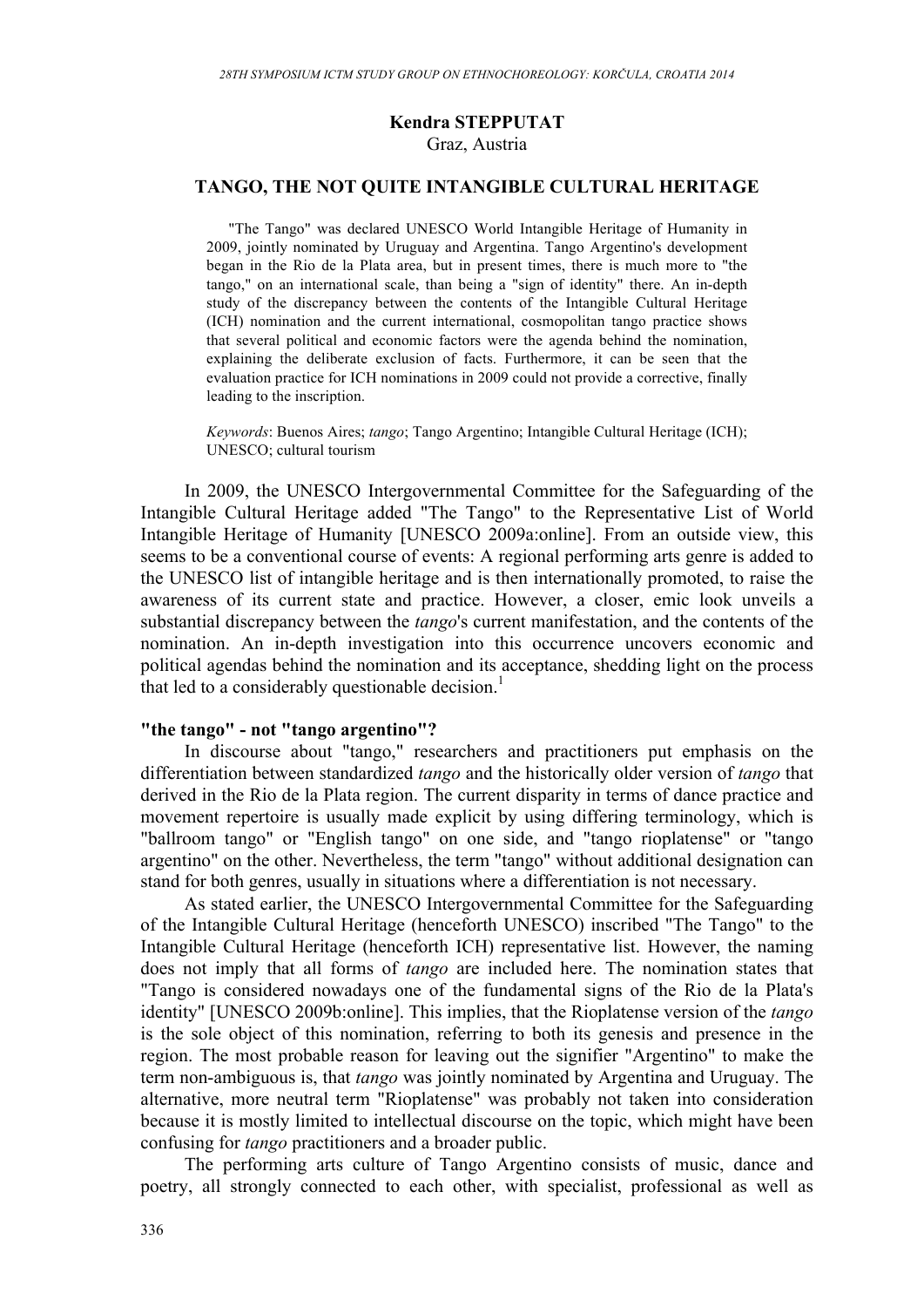**Kendra STEPPUTAT**
Graz, Austria

## TANGO, THE NOT QUITE INTANGIBLE CULTURAL HERITAGE

"The Tango" was declared UNESCO World Intangible Heritage of Humanity in 2009, jointly nominated by Uruguay and Argentina. Tango Argentino's development began in the Rio de la Plata area, but in present times, there is much more to "the tango," on an international scale, than being a "sign of identity" there. An in-depth study of the discrepancy between the contents of the Intangible Cultural Heritage (ICH) nomination and the current international, cosmopolitan tango practice shows that several political and economic factors were the agenda behind the nomination, explaining the deliberate exclusion of facts. Furthermore, it can be seen that the evaluation practice for ICH nominations in 2009 could not provide a corrective, finally leading to the inscription.

*Keywords*: Buenos Aires; *tango*; Tango Argentino; Intangible Cultural Heritage (ICH); UNESCO; cultural tourism

In 2009, the UNESCO Intergovernmental Committee for the Safeguarding of the Intangible Cultural Heritage added "The Tango" to the Representative List of World Intangible Heritage of Humanity [UNESCO 2009a:online]. From an outside view, this seems to be a conventional course of events: A regional performing arts genre is added to the UNESCO list of intangible heritage and is then internationally promoted, to raise the awareness of its current state and practice. However, a closer, emic look unveils a substantial discrepancy between the *tango*'s current manifestation, and the contents of the nomination. An in-depth investigation into this occurrence uncovers economic and political agendas behind the nomination and its acceptance, shedding light on the process that led to a considerably questionable decision.[1]

### "the tango" - not "tango argentino"?

In discourse about "tango," researchers and practitioners put emphasis on the differentiation between standardized *tango* and the historically older version of *tango* that derived in the Rio de la Plata region. The current disparity in terms of dance practice and movement repertoire is usually made explicit by using differing terminology, which is "ballroom tango" or "English tango" on one side, and "tango rioplatense" or "tango argentino" on the other. Nevertheless, the term "tango" without additional designation can stand for both genres, usually in situations where a differentiation is not necessary.

As stated earlier, the UNESCO Intergovernmental Committee for the Safeguarding of the Intangible Cultural Heritage (henceforth UNESCO) inscribed "The Tango" to the Intangible Cultural Heritage (henceforth ICH) representative list. However, the naming does not imply that all forms of *tango* are included here. The nomination states that "Tango is considered nowadays one of the fundamental signs of the Rio de la Plata's identity" [UNESCO 2009b:online]. This implies, that the Rioplatense version of the *tango* is the sole object of this nomination, referring to both its genesis and presence in the region. The most probable reason for leaving out the signifier "Argentino" to make the term non-ambiguous is, that *tango* was jointly nominated by Argentina and Uruguay. The alternative, more neutral term "Rioplatense" was probably not taken into consideration because it is mostly limited to intellectual discourse on the topic, which might have been confusing for *tango* practitioners and a broader public.

The performing arts culture of Tango Argentino consists of music, dance and poetry, all strongly connected to each other, with specialist, professional as well as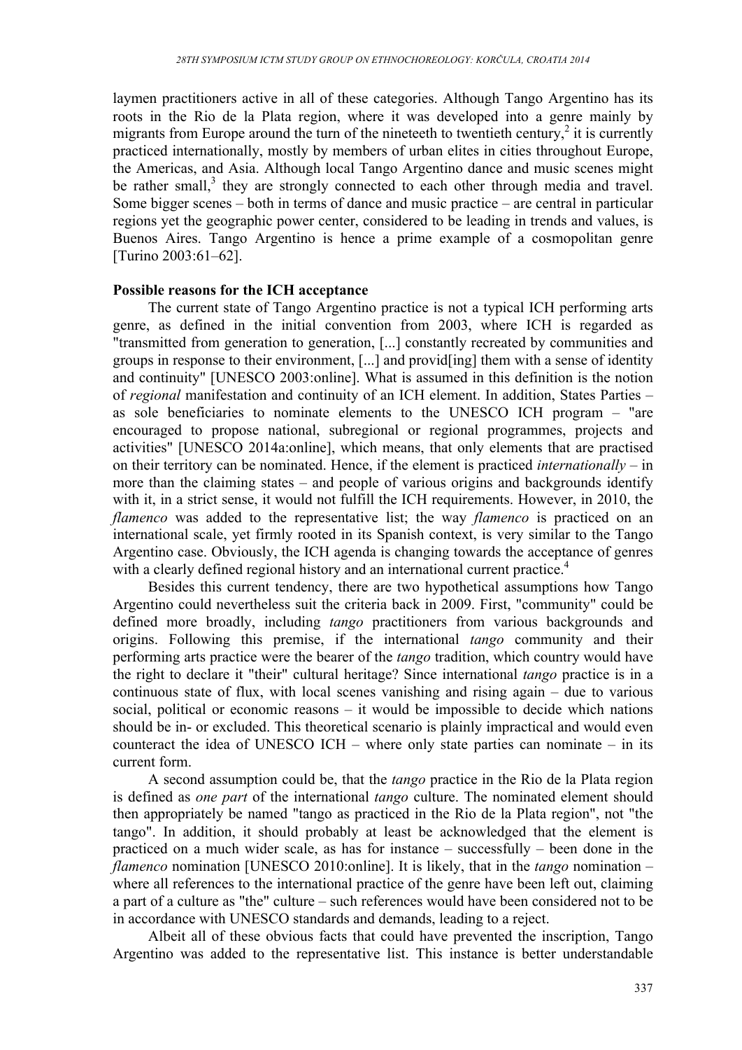laymen practitioners active in all of these categories. Although Tango Argentino has its roots in the Rio de la Plata region, where it was developed into a genre mainly by migrants from Europe around the turn of the nineteeth to twentieth century,[2] it is currently practiced internationally, mostly by members of urban elites in cities throughout Europe, the Americas, and Asia. Although local Tango Argentino dance and music scenes might be rather small,[3] they are strongly connected to each other through media and travel. Some bigger scenes – both in terms of dance and music practice – are central in particular regions yet the geographic power center, considered to be leading in trends and values, is Buenos Aires. Tango Argentino is hence a prime example of a cosmopolitan genre [Turino 2003:61–62].

**Possible reasons for the ICH acceptance**

The current state of Tango Argentino practice is not a typical ICH performing arts genre, as defined in the initial convention from 2003, where ICH is regarded as "transmitted from generation to generation, [...] constantly recreated by communities and groups in response to their environment, [...] and provid[ing] them with a sense of identity and continuity" [UNESCO 2003:online]. What is assumed in this definition is the notion of *regional* manifestation and continuity of an ICH element. In addition, States Parties – as sole beneficiaries to nominate elements to the UNESCO ICH program – "are encouraged to propose national, subregional or regional programmes, projects and activities" [UNESCO 2014a:online], which means, that only elements that are practised on their territory can be nominated. Hence, if the element is practiced *internationally* – in more than the claiming states – and people of various origins and backgrounds identify with it, in a strict sense, it would not fulfill the ICH requirements. However, in 2010, the *flamenco* was added to the representative list; the way *flamenco* is practiced on an international scale, yet firmly rooted in its Spanish context, is very similar to the Tango Argentino case. Obviously, the ICH agenda is changing towards the acceptance of genres with a clearly defined regional history and an international current practice.[4]

Besides this current tendency, there are two hypothetical assumptions how Tango Argentino could nevertheless suit the criteria back in 2009. First, "community" could be defined more broadly, including *tango* practitioners from various backgrounds and origins. Following this premise, if the international *tango* community and their performing arts practice were the bearer of the *tango* tradition, which country would have the right to declare it "their" cultural heritage? Since international *tango* practice is in a continuous state of flux, with local scenes vanishing and rising again – due to various social, political or economic reasons – it would be impossible to decide which nations should be in- or excluded. This theoretical scenario is plainly impractical and would even counteract the idea of UNESCO ICH – where only state parties can nominate – in its current form.

A second assumption could be, that the *tango* practice in the Rio de la Plata region is defined as *one part* of the international *tango* culture. The nominated element should then appropriately be named "tango as practiced in the Rio de la Plata region", not "the tango". In addition, it should probably at least be acknowledged that the element is practiced on a much wider scale, as has for instance – successfully – been done in the *flamenco* nomination [UNESCO 2010:online]. It is likely, that in the *tango* nomination – where all references to the international practice of the genre have been left out, claiming a part of a culture as "the" culture – such references would have been considered not to be in accordance with UNESCO standards and demands, leading to a reject.

Albeit all of these obvious facts that could have prevented the inscription, Tango Argentino was added to the representative list. This instance is better understandable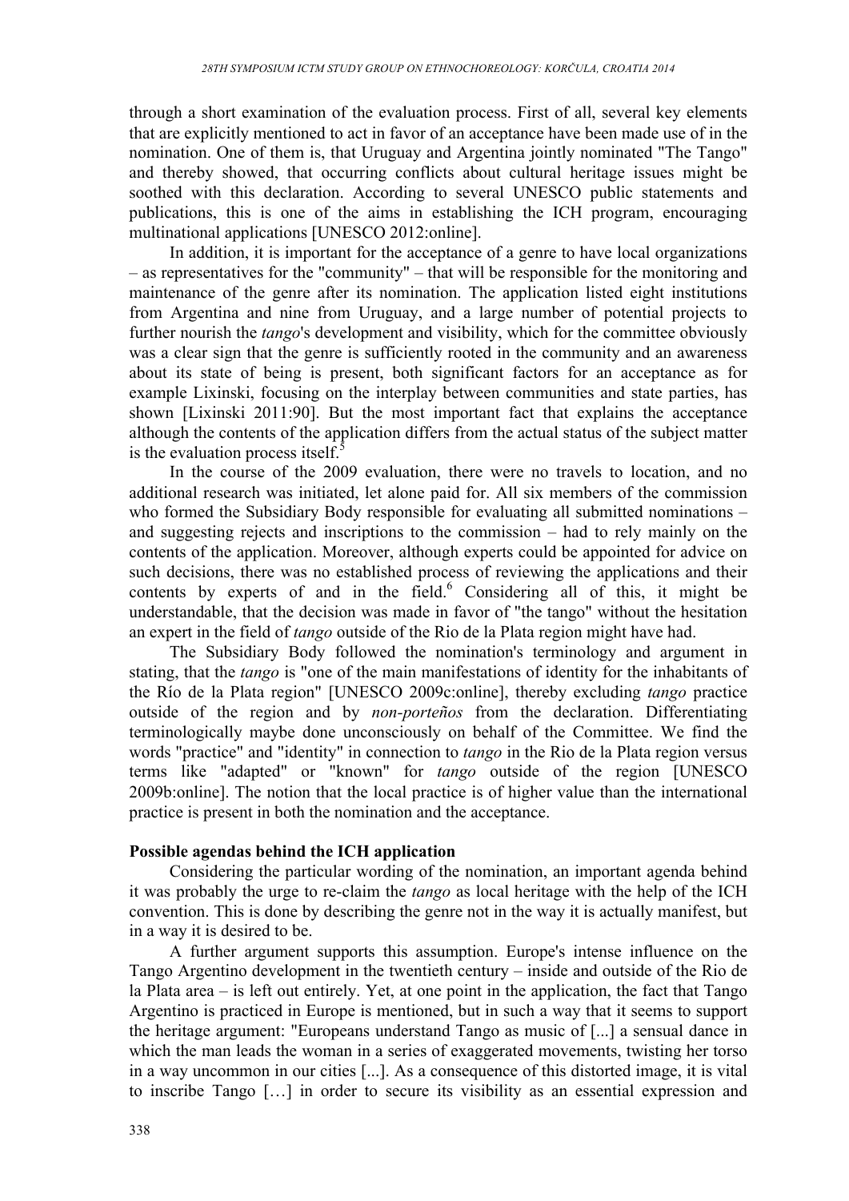through a short examination of the evaluation process. First of all, several key elements that are explicitly mentioned to act in favor of an acceptance have been made use of in the nomination. One of them is, that Uruguay and Argentina jointly nominated "The Tango" and thereby showed, that occurring conflicts about cultural heritage issues might be soothed with this declaration. According to several UNESCO public statements and publications, this is one of the aims in establishing the ICH program, encouraging multinational applications [UNESCO 2012:online].

In addition, it is important for the acceptance of a genre to have local organizations – as representatives for the "community" – that will be responsible for the monitoring and maintenance of the genre after its nomination. The application listed eight institutions from Argentina and nine from Uruguay, and a large number of potential projects to further nourish the *tango*'s development and visibility, which for the committee obviously was a clear sign that the genre is sufficiently rooted in the community and an awareness about its state of being is present, both significant factors for an acceptance as for example Lixinski, focusing on the interplay between communities and state parties, has shown [Lixinski 2011:90]. But the most important fact that explains the acceptance although the contents of the application differs from the actual status of the subject matter is the evaluation process itself.[5]

In the course of the 2009 evaluation, there were no travels to location, and no additional research was initiated, let alone paid for. All six members of the commission who formed the Subsidiary Body responsible for evaluating all submitted nominations – and suggesting rejects and inscriptions to the commission – had to rely mainly on the contents of the application. Moreover, although experts could be appointed for advice on such decisions, there was no established process of reviewing the applications and their contents by experts of and in the field.[6] Considering all of this, it might be understandable, that the decision was made in favor of "the tango" without the hesitation an expert in the field of *tango* outside of the Rio de la Plata region might have had.

The Subsidiary Body followed the nomination's terminology and argument in stating, that the *tango* is "one of the main manifestations of identity for the inhabitants of the Río de la Plata region" [UNESCO 2009c:online], thereby excluding *tango* practice outside of the region and by *non-porteños* from the declaration. Differentiating terminologically maybe done unconsciously on behalf of the Committee. We find the words "practice" and "identity" in connection to *tango* in the Rio de la Plata region versus terms like "adapted" or "known" for *tango* outside of the region [UNESCO 2009b:online]. The notion that the local practice is of higher value than the international practice is present in both the nomination and the acceptance.

**Possible agendas behind the ICH application**

Considering the particular wording of the nomination, an important agenda behind it was probably the urge to re-claim the *tango* as local heritage with the help of the ICH convention. This is done by describing the genre not in the way it is actually manifest, but in a way it is desired to be.

A further argument supports this assumption. Europe's intense influence on the Tango Argentino development in the twentieth century – inside and outside of the Rio de la Plata area – is left out entirely. Yet, at one point in the application, the fact that Tango Argentino is practiced in Europe is mentioned, but in such a way that it seems to support the heritage argument: "Europeans understand Tango as music of [...] a sensual dance in which the man leads the woman in a series of exaggerated movements, twisting her torso in a way uncommon in our cities [...]. As a consequence of this distorted image, it is vital to inscribe Tango […] in order to secure its visibility as an essential expression and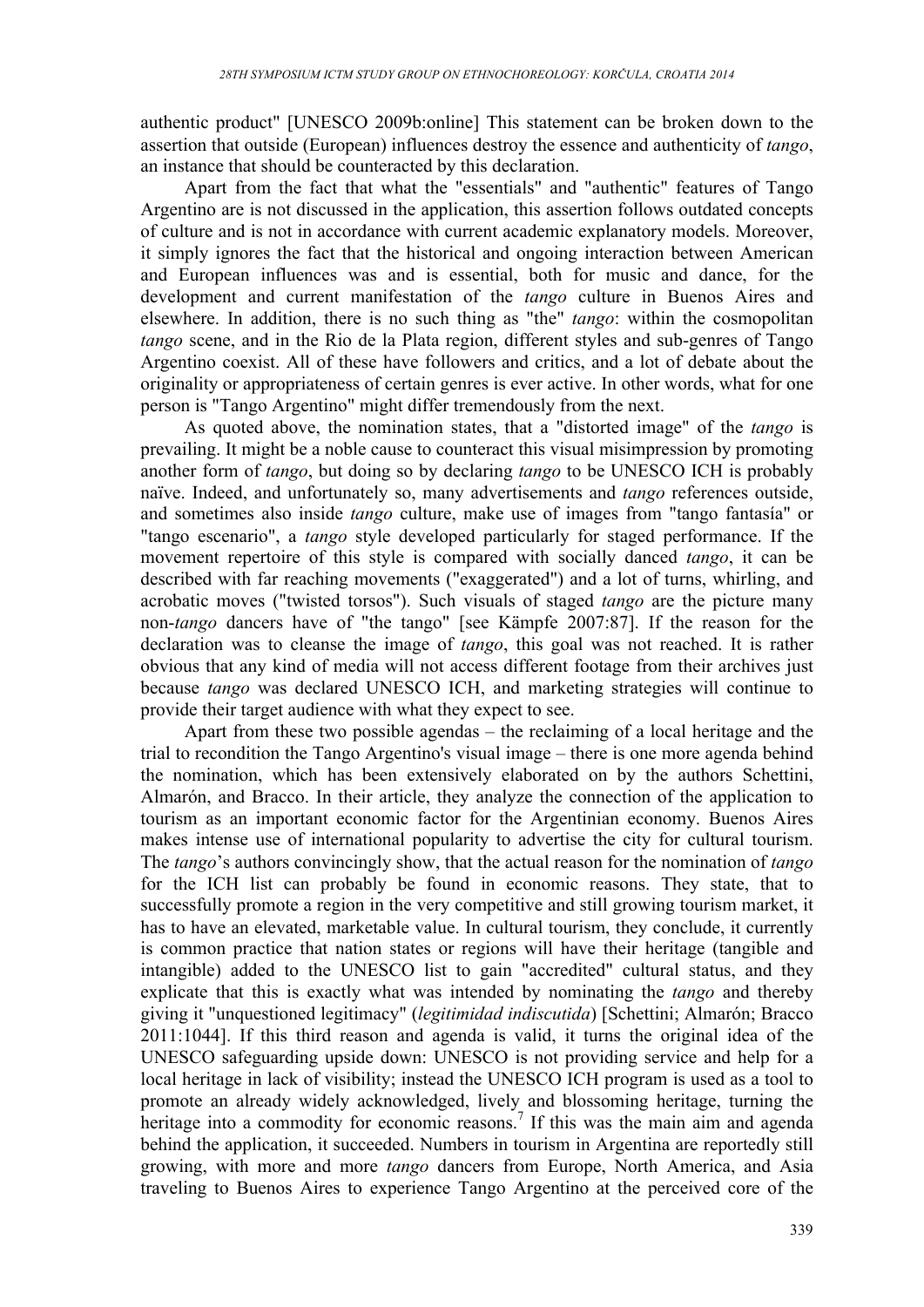authentic product" [UNESCO 2009b:online] This statement can be broken down to the assertion that outside (European) influences destroy the essence and authenticity of *tango*, an instance that should be counteracted by this declaration.

Apart from the fact that what the "essentials" and "authentic" features of Tango Argentino are is not discussed in the application, this assertion follows outdated concepts of culture and is not in accordance with current academic explanatory models. Moreover, it simply ignores the fact that the historical and ongoing interaction between American and European influences was and is essential, both for music and dance, for the development and current manifestation of the *tango* culture in Buenos Aires and elsewhere. In addition, there is no such thing as "the" *tango*: within the cosmopolitan *tango* scene, and in the Rio de la Plata region, different styles and sub-genres of Tango Argentino coexist. All of these have followers and critics, and a lot of debate about the originality or appropriateness of certain genres is ever active. In other words, what for one person is "Tango Argentino" might differ tremendously from the next.

As quoted above, the nomination states, that a "distorted image" of the *tango* is prevailing. It might be a noble cause to counteract this visual misimpression by promoting another form of *tango*, but doing so by declaring *tango* to be UNESCO ICH is probably naïve. Indeed, and unfortunately so, many advertisements and *tango* references outside, and sometimes also inside *tango* culture, make use of images from "tango fantasía" or "tango escenario", a *tango* style developed particularly for staged performance. If the movement repertoire of this style is compared with socially danced *tango*, it can be described with far reaching movements ("exaggerated") and a lot of turns, whirling, and acrobatic moves ("twisted torsos"). Such visuals of staged *tango* are the picture many non-*tango* dancers have of "the tango" [see Kämpfe 2007:87]. If the reason for the declaration was to cleanse the image of *tango*, this goal was not reached. It is rather obvious that any kind of media will not access different footage from their archives just because *tango* was declared UNESCO ICH, and marketing strategies will continue to provide their target audience with what they expect to see.

Apart from these two possible agendas – the reclaiming of a local heritage and the trial to recondition the Tango Argentino's visual image – there is one more agenda behind the nomination, which has been extensively elaborated on by the authors Schettini, Almarón, and Bracco. In their article, they analyze the connection of the application to tourism as an important economic factor for the Argentinian economy. Buenos Aires makes intense use of international popularity to advertise the city for cultural tourism. The *tango*'s authors convincingly show, that the actual reason for the nomination of *tango* for the ICH list can probably be found in economic reasons. They state, that to successfully promote a region in the very competitive and still growing tourism market, it has to have an elevated, marketable value. In cultural tourism, they conclude, it currently is common practice that nation states or regions will have their heritage (tangible and intangible) added to the UNESCO list to gain "accredited" cultural status, and they explicate that this is exactly what was intended by nominating the *tango* and thereby giving it "unquestioned legitimacy" (*legitimidad indiscutida*) [Schettini; Almarón; Bracco 2011:1044]. If this third reason and agenda is valid, it turns the original idea of the UNESCO safeguarding upside down: UNESCO is not providing service and help for a local heritage in lack of visibility; instead the UNESCO ICH program is used as a tool to promote an already widely acknowledged, lively and blossoming heritage, turning the heritage into a commodity for economic reasons.[7] If this was the main aim and agenda behind the application, it succeeded. Numbers in tourism in Argentina are reportedly still growing, with more and more *tango* dancers from Europe, North America, and Asia traveling to Buenos Aires to experience Tango Argentino at the perceived core of the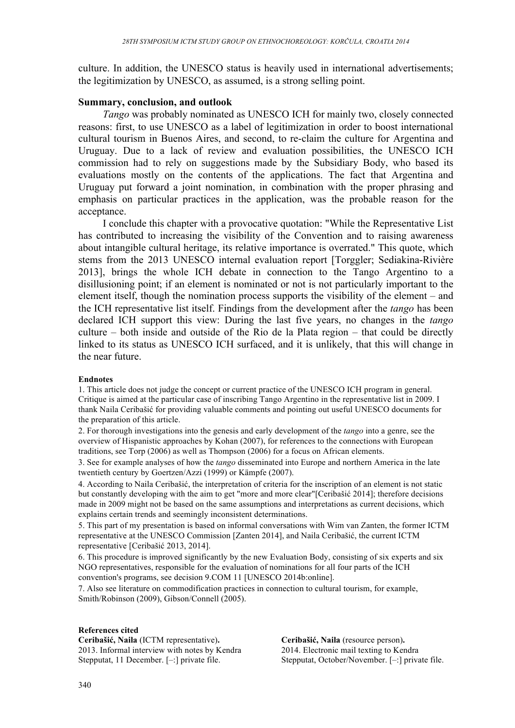culture. In addition, the UNESCO status is heavily used in international advertisements; the legitimization by UNESCO, as assumed, is a strong selling point.

## Summary, conclusion, and outlook

*Tango* was probably nominated as UNESCO ICH for mainly two, closely connected reasons: first, to use UNESCO as a label of legitimization in order to boost international cultural tourism in Buenos Aires, and second, to re-claim the culture for Argentina and Uruguay. Due to a lack of review and evaluation possibilities, the UNESCO ICH commission had to rely on suggestions made by the Subsidiary Body, who based its evaluations mostly on the contents of the applications. The fact that Argentina and Uruguay put forward a joint nomination, in combination with the proper phrasing and emphasis on particular practices in the application, was the probable reason for the acceptance.

I conclude this chapter with a provocative quotation: "While the Representative List has contributed to increasing the visibility of the Convention and to raising awareness about intangible cultural heritage, its relative importance is overrated." This quote, which stems from the 2013 UNESCO internal evaluation report [Torggler; Sediakina-Rivière 2013], brings the whole ICH debate in connection to the Tango Argentino to a disillusioning point; if an element is nominated or not is not particularly important to the element itself, though the nomination process supports the visibility of the element – and the ICH representative list itself. Findings from the development after the *tango* has been declared ICH support this view: During the last five years, no changes in the *tango* culture – both inside and outside of the Rio de la Plata region – that could be directly linked to its status as UNESCO ICH surfaced, and it is unlikely, that this will change in the near future.

#### Endnotes

1. This article does not judge the concept or current practice of the UNESCO ICH program in general. Critique is aimed at the particular case of inscribing Tango Argentino in the representative list in 2009. I thank Naila Ceribašić for providing valuable comments and pointing out useful UNESCO documents for the preparation of this article.
2. For thorough investigations into the genesis and early development of the *tango* into a genre, see the overview of Hispanistic approaches by Kohan (2007), for references to the connections with European traditions, see Torp (2006) as well as Thompson (2006) for a focus on African elements.
3. See for example analyses of how the *tango* disseminated into Europe and northern America in the late twentieth century by Goertzen/Azzi (1999) or Kämpfe (2007).
4. According to Naila Ceribašić, the interpretation of criteria for the inscription of an element is not static but constantly developing with the aim to get "more and more clear"[Ceribašić 2014]; therefore decisions made in 2009 might not be based on the same assumptions and interpretations as current decisions, which explains certain trends and seemingly inconsistent determinations.
5. This part of my presentation is based on informal conversations with Wim van Zanten, the former ICTM representative at the UNESCO Commission [Zanten 2014], and Naila Ceribašić, the current ICTM representative [Ceribašić 2013, 2014].
6. This procedure is improved significantly by the new Evaluation Body, consisting of six experts and six NGO representatives, responsible for the evaluation of nominations for all four parts of the ICH convention's programs, see decision 9.COM 11 [UNESCO 2014b:online].
7. Also see literature on commodification practices in connection to cultural tourism, for example, Smith/Robinson (2009), Gibson/Connell (2005).

#### References cited

**Ceribašić, Naila** (ICTM representative)**.** 2013. Informal interview with notes by Kendra Stepputat, 11 December. [–:] private file.

**Ceribašić, Naila** (resource person)**.** 2014. Electronic mail texting to Kendra Stepputat, October/November. [–:] private file.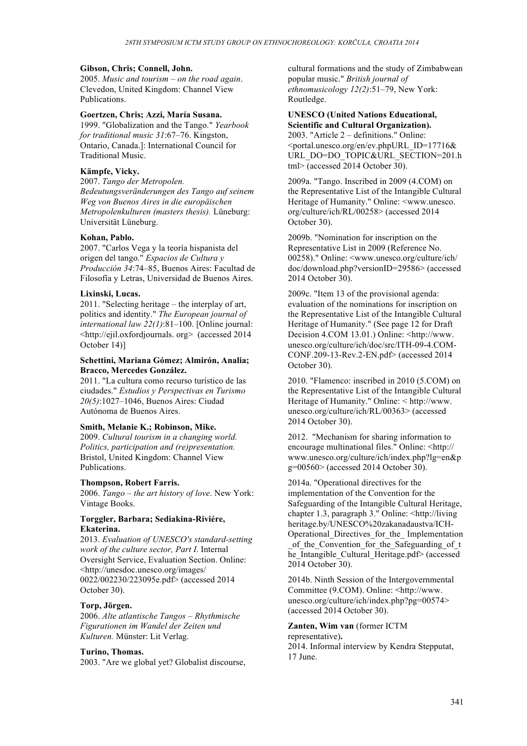**Gibson, Chris; Connell, John.**
2005. *Music and tourism – on the road again*. Clevedon, United Kingdom: Channel View Publications.

**Goertzen, Chris; Azzi, María Susana.**
1999. "Globalization and the Tango." *Yearbook for traditional music 31*:67–76. Kingston, Ontario, Canada.]: International Council for Traditional Music.

**Kämpfe, Vicky.**
2007. *Tango der Metropolen. Bedeutungsveränderungen des Tango auf seinem Weg von Buenos Aires in die europäischen Metropolenkulturen (masters thesis).* Lüneburg: Universität Lüneburg.

**Kohan, Pablo.**
2007. "Carlos Vega y la teoría hispanista del origen del tango." *Espacios de Cultura y Producción 34*:74–85, Buenos Aires: Facultad de Filosofía y Letras, Universidad de Buenos Aires.

**Lixinski, Lucas.**
2011. "Selecting heritage – the interplay of art, politics and identity." *The European journal of international law 22(1)*:81–100. [Online journal: <http://ejil.oxfordjournals. org> (accessed 2014 October 14)]

**Schettini, Mariana Gómez; Almirón, Analia; Bracco, Mercedes González.**
2011. "La cultura como recurso turístico de las ciudades." *Estudios y Perspectivas en Turismo 20(5)*:1027–1046, Buenos Aires: Ciudad Autónoma de Buenos Aires.

**Smith, Melanie K.; Robinson, Mike.**
2009. *Cultural tourism in a changing world. Politics, participation and (re)presentation.* Bristol, United Kingdom: Channel View Publications.

**Thompson, Robert Farris.**
2006. *Tango – the art history of love*. New York: Vintage Books.

**Torggler, Barbara; Sediakina-Riviére, Ekaterina.**
2013. *Evaluation of UNESCO's standard-setting work of the culture sector, Part I*. Internal Oversight Service, Evaluation Section. Online: <http://unesdoc.unesco.org/images/ 0022/002230/223095e.pdf> (accessed 2014 October 30).

**Torp, Jörgen.**
2006. *Alte atlantische Tangos – Rhythmische Figurationen im Wandel der Zeiten und Kulturen.* Münster: Lit Verlag.

**Turino, Thomas.**
2003. "Are we global yet? Globalist discourse, cultural formations and the study of Zimbabwean popular music." *British journal of ethnomusicology 12(2)*:51–79, New York: Routledge.

**UNESCO (United Nations Educational, Scientific and Cultural Organization).**
2003. "Article 2 – definitions." Online: <portal.unesco.org/en/ev.phpURL_ID=17716& URL_DO=DO_TOPIC&URL_SECTION=201.html> (accessed 2014 October 30).

2009a. "Tango. Inscribed in 2009 (4.COM) on the Representative List of the Intangible Cultural Heritage of Humanity." Online: <www.unesco. org/culture/ich/RL/00258> (accessed 2014 October 30).

2009b. "Nomination for inscription on the Representative List in 2009 (Reference No. 00258)." Online: <www.unesco.org/culture/ich/ doc/download.php?versionID=29586> (accessed 2014 October 30).

2009c. "Item 13 of the provisional agenda: evaluation of the nominations for inscription on the Representative List of the Intangible Cultural Heritage of Humanity." (See page 12 for Draft Decision 4.COM 13.01.) Online: <http://www. unesco.org/culture/ich/doc/src/ITH-09-4.COM-CONF.209-13-Rev.2-EN.pdf> (accessed 2014 October 30).

2010. "Flamenco: inscribed in 2010 (5.COM) on the Representative List of the Intangible Cultural Heritage of Humanity." Online: < http://www. unesco.org/culture/ich/RL/00363> (accessed 2014 October 30).

2012. "Mechanism for sharing information to encourage multinational files." Online: <http:// www.unesco.org/culture/ich/index.php?lg=en&pg=00560> (accessed 2014 October 30).

2014a. "Operational directives for the implementation of the Convention for the Safeguarding of the Intangible Cultural Heritage, chapter 1.3, paragraph 3." Online: <http://living heritage.by/UNESCO%20zakanadaustva/ICH-Operational_Directives_for_the_ Implementation _of_the_Convention_for_the_Safeguarding_of_the_Intangible_Cultural_Heritage.pdf> (accessed 2014 October 30).

2014b. Ninth Session of the Intergovernmental Committee (9.COM). Online: <http://www. unesco.org/culture/ich/index.php?pg=00574> (accessed 2014 October 30).

**Zanten, Wim van** (former ICTM representative)**.**
2014. Informal interview by Kendra Stepputat, 17 June.